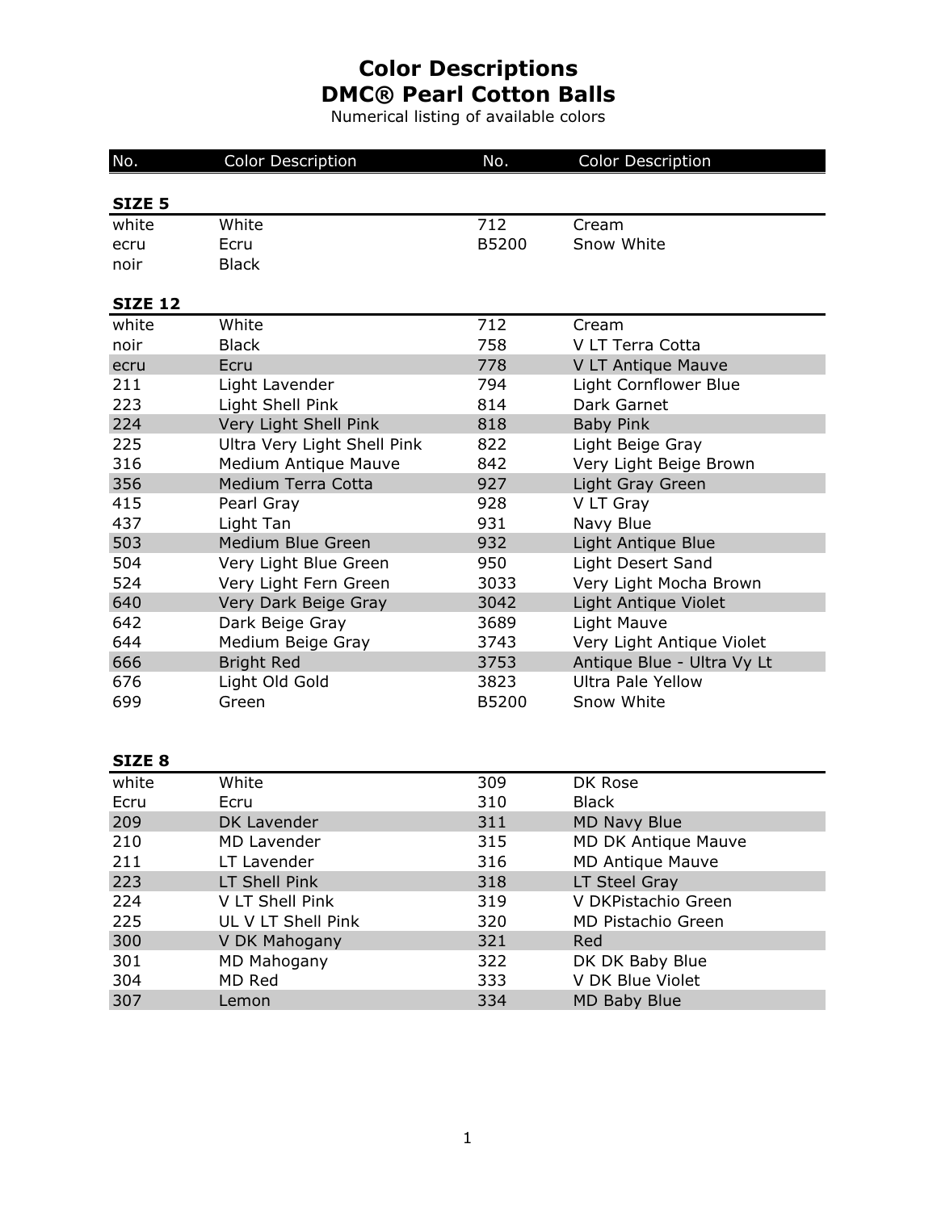# Color Descriptions
# DMC® Pearl Cotton Balls

Numerical listing of available colors

| No. | Color Description | No. | Color Description |
|---|---|---|---|
| **SIZE 5** | | | |
| white | White | 712 | Cream |
| ecru | Ecru | B5200 | Snow White |
| noir | Black | | |
| **SIZE 12** | | | |
| white | White | 712 | Cream |
| noir | Black | 758 | V LT Terra Cotta |
| ecru | Ecru | 778 | V LT Antique Mauve |
| 211 | Light Lavender | 794 | Light Cornflower Blue |
| 223 | Light Shell Pink | 814 | Dark Garnet |
| 224 | Very Light Shell Pink | 818 | Baby Pink |
| 225 | Ultra Very Light Shell Pink | 822 | Light Beige Gray |
| 316 | Medium Antique Mauve | 842 | Very Light Beige Brown |
| 356 | Medium Terra Cotta | 927 | Light Gray Green |
| 415 | Pearl Gray | 928 | V LT Gray |
| 437 | Light Tan | 931 | Navy Blue |
| 503 | Medium Blue Green | 932 | Light Antique Blue |
| 504 | Very Light Blue Green | 950 | Light Desert Sand |
| 524 | Very Light Fern Green | 3033 | Very Light Mocha Brown |
| 640 | Very Dark Beige Gray | 3042 | Light Antique Violet |
| 642 | Dark Beige Gray | 3689 | Light Mauve |
| 644 | Medium Beige Gray | 3743 | Very Light Antique Violet |
| 666 | Bright Red | 3753 | Antique Blue - Ultra Vy Lt |
| 676 | Light Old Gold | 3823 | Ultra Pale Yellow |
| 699 | Green | B5200 | Snow White |
| **SIZE 8** | | | |
| white | White | 309 | DK Rose |
| Ecru | Ecru | 310 | Black |
| 209 | DK Lavender | 311 | MD Navy Blue |
| 210 | MD Lavender | 315 | MD DK Antique Mauve |
| 211 | LT Lavender | 316 | MD Antique Mauve |
| 223 | LT Shell Pink | 318 | LT Steel Gray |
| 224 | V LT Shell Pink | 319 | V DKPistachio Green |
| 225 | UL V LT Shell Pink | 320 | MD Pistachio Green |
| 300 | V DK Mahogany | 321 | Red |
| 301 | MD Mahogany | 322 | DK DK Baby Blue |
| 304 | MD Red | 333 | V DK Blue Violet |
| 307 | Lemon | 334 | MD Baby Blue |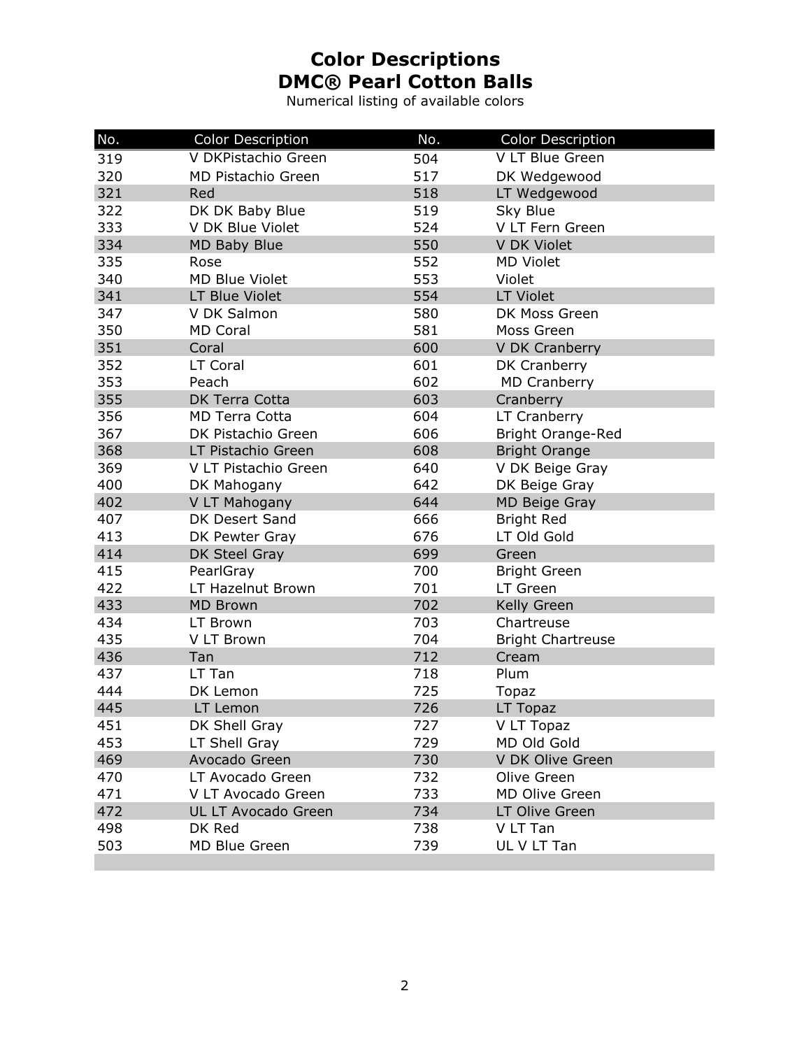# Color Descriptions
# DMC® Pearl Cotton Balls

Numerical listing of available colors

| No. | Color Description | No. | Color Description |
| --- | --- | --- | --- |
| 319 | V DKPistachio Green | 504 | V LT Blue Green |
| 320 | MD Pistachio Green | 517 | DK Wedgewood |
| 321 | Red | 518 | LT Wedgewood |
| 322 | DK DK Baby Blue | 519 | Sky Blue |
| 333 | V DK Blue Violet | 524 | V LT Fern Green |
| 334 | MD Baby Blue | 550 | V DK Violet |
| 335 | Rose | 552 | MD Violet |
| 340 | MD Blue Violet | 553 | Violet |
| 341 | LT Blue Violet | 554 | LT Violet |
| 347 | V DK Salmon | 580 | DK Moss Green |
| 350 | MD Coral | 581 | Moss Green |
| 351 | Coral | 600 | V DK Cranberry |
| 352 | LT Coral | 601 | DK Cranberry |
| 353 | Peach | 602 | MD Cranberry |
| 355 | DK Terra Cotta | 603 | Cranberry |
| 356 | MD Terra Cotta | 604 | LT Cranberry |
| 367 | DK Pistachio Green | 606 | Bright Orange-Red |
| 368 | LT Pistachio Green | 608 | Bright Orange |
| 369 | V LT Pistachio Green | 640 | V DK Beige Gray |
| 400 | DK Mahogany | 642 | DK Beige Gray |
| 402 | V LT Mahogany | 644 | MD Beige Gray |
| 407 | DK Desert Sand | 666 | Bright Red |
| 413 | DK Pewter Gray | 676 | LT Old Gold |
| 414 | DK Steel Gray | 699 | Green |
| 415 | PearlGray | 700 | Bright Green |
| 422 | LT Hazelnut Brown | 701 | LT Green |
| 433 | MD Brown | 702 | Kelly Green |
| 434 | LT Brown | 703 | Chartreuse |
| 435 | V LT Brown | 704 | Bright Chartreuse |
| 436 | Tan | 712 | Cream |
| 437 | LT Tan | 718 | Plum |
| 444 | DK Lemon | 725 | Topaz |
| 445 | LT Lemon | 726 | LT Topaz |
| 451 | DK Shell Gray | 727 | V LT Topaz |
| 453 | LT Shell Gray | 729 | MD Old Gold |
| 469 | Avocado Green | 730 | V DK Olive Green |
| 470 | LT Avocado Green | 732 | Olive Green |
| 471 | V LT Avocado Green | 733 | MD Olive Green |
| 472 | UL LT Avocado Green | 734 | LT Olive Green |
| 498 | DK Red | 738 | V LT Tan |
| 503 | MD Blue Green | 739 | UL V LT Tan |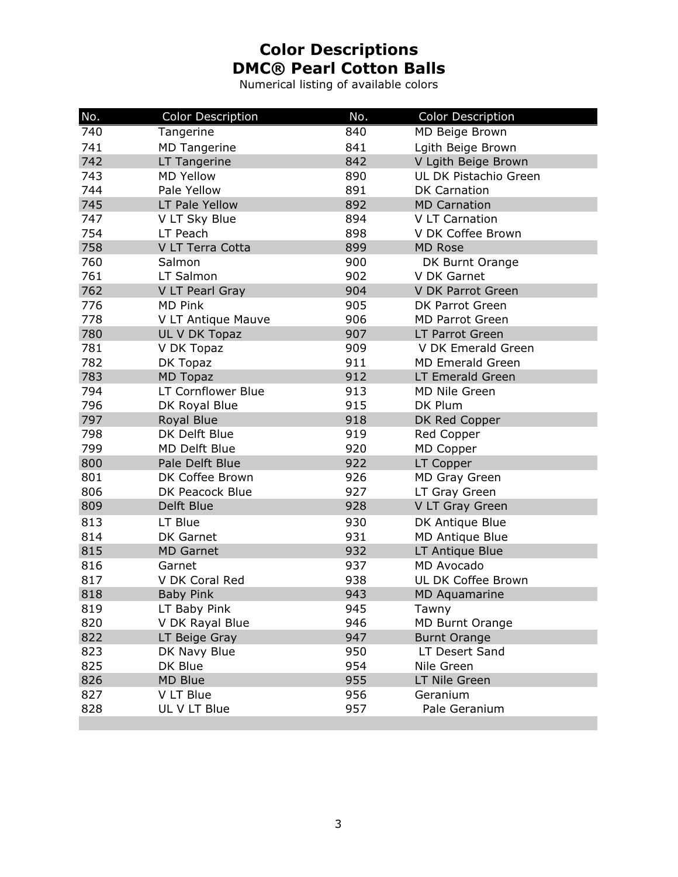# Color Descriptions
# DMC® Pearl Cotton Balls

Numerical listing of available colors

| No. | Color Description | No. | Color Description |
|---|---|---|---|
| 740 | Tangerine | 840 | MD Beige Brown |
| 741 | MD Tangerine | 841 | Lgith Beige Brown |
| 742 | LT Tangerine | 842 | V Lgith Beige Brown |
| 743 | MD Yellow | 890 | UL DK Pistachio Green |
| 744 | Pale Yellow | 891 | DK Carnation |
| 745 | LT Pale Yellow | 892 | MD Carnation |
| 747 | V LT Sky Blue | 894 | V LT Carnation |
| 754 | LT Peach | 898 | V DK Coffee Brown |
| 758 | V LT Terra Cotta | 899 | MD Rose |
| 760 | Salmon | 900 | DK Burnt Orange |
| 761 | LT Salmon | 902 | V DK Garnet |
| 762 | V LT Pearl Gray | 904 | V DK Parrot Green |
| 776 | MD Pink | 905 | DK Parrot Green |
| 778 | V LT Antique Mauve | 906 | MD Parrot Green |
| 780 | UL V DK Topaz | 907 | LT Parrot Green |
| 781 | V DK Topaz | 909 | V DK Emerald Green |
| 782 | DK Topaz | 911 | MD Emerald Green |
| 783 | MD Topaz | 912 | LT Emerald Green |
| 794 | LT Cornflower Blue | 913 | MD Nile Green |
| 796 | DK Royal Blue | 915 | DK Plum |
| 797 | Royal Blue | 918 | DK Red Copper |
| 798 | DK Delft Blue | 919 | Red Copper |
| 799 | MD Delft Blue | 920 | MD Copper |
| 800 | Pale Delft Blue | 922 | LT Copper |
| 801 | DK Coffee Brown | 926 | MD Gray Green |
| 806 | DK Peacock Blue | 927 | LT Gray Green |
| 809 | Delft Blue | 928 | V LT Gray Green |
| 813 | LT Blue | 930 | DK Antique Blue |
| 814 | DK Garnet | 931 | MD Antique Blue |
| 815 | MD Garnet | 932 | LT Antique Blue |
| 816 | Garnet | 937 | MD Avocado |
| 817 | V DK Coral Red | 938 | UL DK Coffee Brown |
| 818 | Baby Pink | 943 | MD Aquamarine |
| 819 | LT Baby Pink | 945 | Tawny |
| 820 | V DK Rayal Blue | 946 | MD Burnt Orange |
| 822 | LT Beige Gray | 947 | Burnt Orange |
| 823 | DK Navy Blue | 950 | LT Desert Sand |
| 825 | DK Blue | 954 | Nile Green |
| 826 | MD Blue | 955 | LT Nile Green |
| 827 | V LT Blue | 956 | Geranium |
| 828 | UL V LT Blue | 957 | Pale Geranium |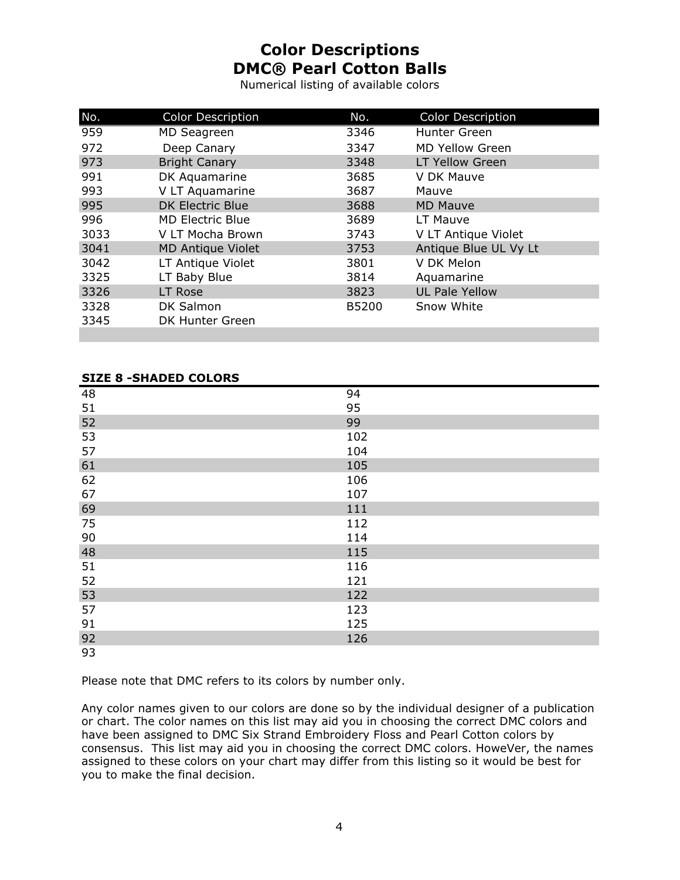# Color Descriptions
# DMC® Pearl Cotton Balls

Numerical listing of available colors

| No. | Color Description | No. | Color Description |
|---|---|---|---|
| 959 | MD Seagreen | 3346 | Hunter Green |
| 972 | Deep Canary | 3347 | MD Yellow Green |
| 973 | Bright Canary | 3348 | LT Yellow Green |
| 991 | DK Aquamarine | 3685 | V DK Mauve |
| 993 | V LT Aquamarine | 3687 | Mauve |
| 995 | DK Electric Blue | 3688 | MD Mauve |
| 996 | MD Electric Blue | 3689 | LT Mauve |
| 3033 | V LT Mocha Brown | 3743 | V LT Antique Violet |
| 3041 | MD Antique Violet | 3753 | Antique Blue UL Vy Lt |
| 3042 | LT Antique Violet | 3801 | V DK Melon |
| 3325 | LT Baby Blue | 3814 | Aquamarine |
| 3326 | LT Rose | 3823 | UL Pale Yellow |
| 3328 | DK Salmon | B5200 | Snow White |
| 3345 | DK Hunter Green | | |

**SIZE 8 -SHADED COLORS**

| | |
|---|---|
| 48 | 94 |
| 51 | 95 |
| 52 | 99 |
| 53 | 102 |
| 57 | 104 |
| 61 | 105 |
| 62 | 106 |
| 67 | 107 |
| 69 | 111 |
| 75 | 112 |
| 90 | 114 |
| 48 | 115 |
| 51 | 116 |
| 52 | 121 |
| 53 | 122 |
| 57 | 123 |
| 91 | 125 |
| 92 | 126 |
| 93 | |

Please note that DMC refers to its colors by number only.

Any color names given to our colors are done so by the individual designer of a publication or chart. The color names on this list may aid you in choosing the correct DMC colors and have been assigned to DMC Six Strand Embroidery Floss and Pearl Cotton colors by consensus. This list may aid you in choosing the correct DMC colors. HoweVer, the names assigned to these colors on your chart may differ from this listing so it would be best for you to make the final decision.